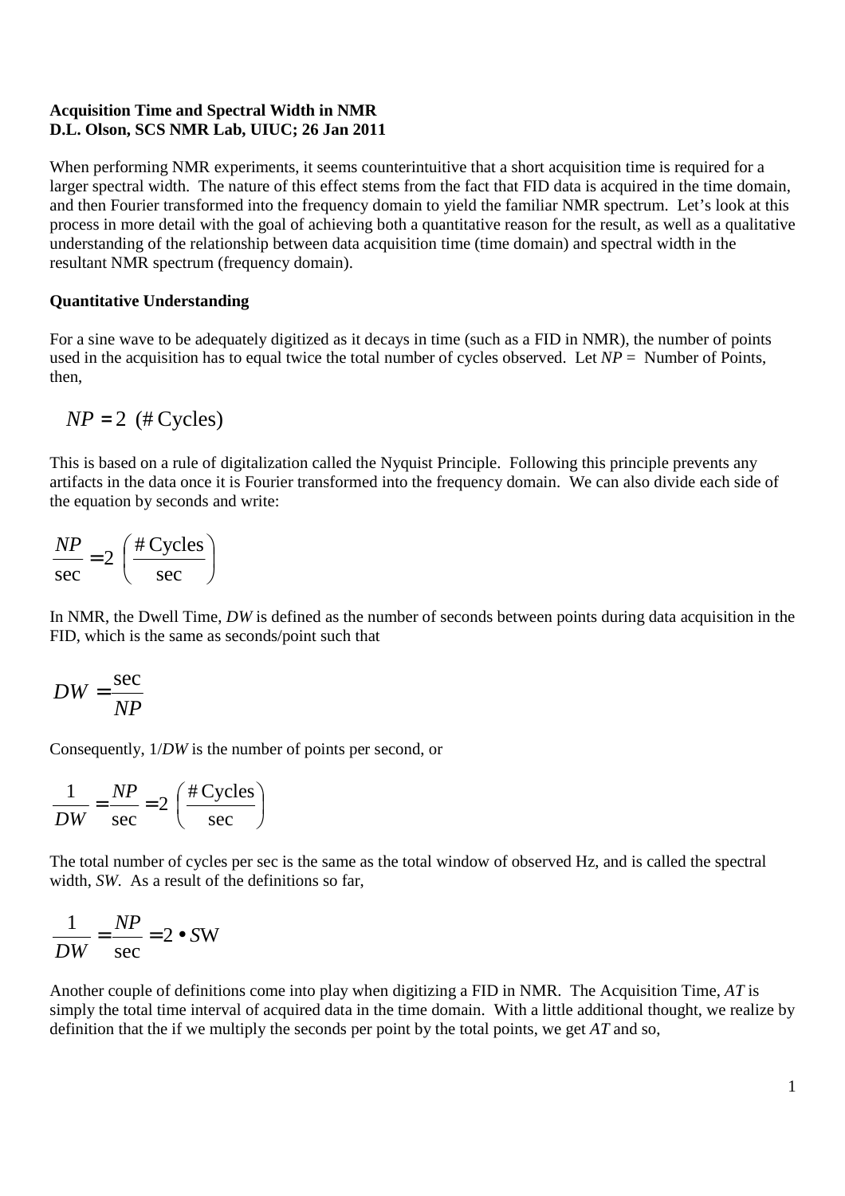**Acquisition Time and Spectral Width in NMR**
**D.L. Olson, SCS NMR Lab, UIUC; 26 Jan 2011**

When performing NMR experiments, it seems counterintuitive that a short acquisition time is required for a larger spectral width. The nature of this effect stems from the fact that FID data is acquired in the time domain, and then Fourier transformed into the frequency domain to yield the familiar NMR spectrum. Let's look at this process in more detail with the goal of achieving both a quantitative reason for the result, as well as a qualitative understanding of the relationship between data acquisition time (time domain) and spectral width in the resultant NMR spectrum (frequency domain).

**Quantitative Understanding**

For a sine wave to be adequately digitized as it decays in time (such as a FID in NMR), the number of points used in the acquisition has to equal twice the total number of cycles observed. Let *NP* = Number of Points, then,

$$NP = 2 \ (\#\,\text{Cycles})$$

This is based on a rule of digitalization called the Nyquist Principle. Following this principle prevents any artifacts in the data once it is Fourier transformed into the frequency domain. We can also divide each side of the equation by seconds and write:

$$\frac{NP}{\text{sec}} = 2 \left(\frac{\#\,\text{Cycles}}{\text{sec}}\right)$$

In NMR, the Dwell Time, *DW* is defined as the number of seconds between points during data acquisition in the FID, which is the same as seconds/point such that

$$DW = \frac{\text{sec}}{NP}$$

Consequently, $1/DW$ is the number of points per second, or

$$\frac{1}{DW} = \frac{NP}{\text{sec}} = 2 \left(\frac{\#\,\text{Cycles}}{\text{sec}}\right)$$

The total number of cycles per sec is the same as the total window of observed Hz, and is called the spectral width, *SW*. As a result of the definitions so far,

$$\frac{1}{DW} = \frac{NP}{\text{sec}} = 2 \bullet SW$$

Another couple of definitions come into play when digitizing a FID in NMR. The Acquisition Time, *AT* is simply the total time interval of acquired data in the time domain. With a little additional thought, we realize by definition that the if we multiply the seconds per point by the total points, we get *AT* and so,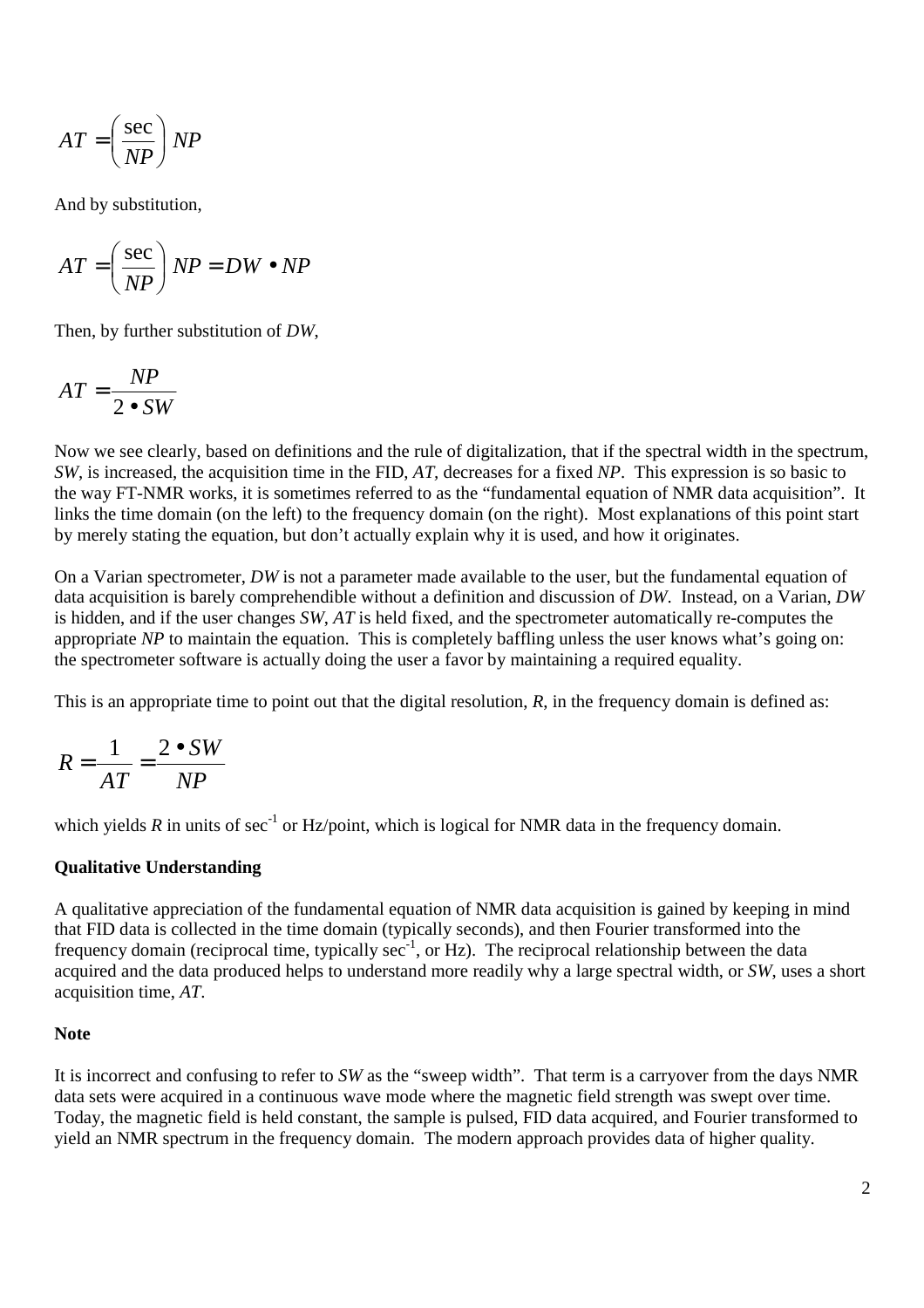$$AT = \left(\frac{\sec}{NP}\right) NP$$

And by substitution,

$$AT = \left(\frac{\sec}{NP}\right) NP = DW \bullet NP$$

Then, by further substitution of *DW*,

$$AT = \frac{NP}{2 \bullet SW}$$

Now we see clearly, based on definitions and the rule of digitalization, that if the spectral width in the spectrum, *SW*, is increased, the acquisition time in the FID, *AT*, decreases for a fixed *NP*. This expression is so basic to the way FT-NMR works, it is sometimes referred to as the "fundamental equation of NMR data acquisition". It links the time domain (on the left) to the frequency domain (on the right). Most explanations of this point start by merely stating the equation, but don't actually explain why it is used, and how it originates.

On a Varian spectrometer, *DW* is not a parameter made available to the user, but the fundamental equation of data acquisition is barely comprehendible without a definition and discussion of *DW*. Instead, on a Varian, *DW* is hidden, and if the user changes *SW*, *AT* is held fixed, and the spectrometer automatically re-computes the appropriate *NP* to maintain the equation. This is completely baffling unless the user knows what's going on: the spectrometer software is actually doing the user a favor by maintaining a required equality.

This is an appropriate time to point out that the digital resolution, *R*, in the frequency domain is defined as:

$$R = \frac{1}{AT} = \frac{2 \bullet SW}{NP}$$

which yields *R* in units of $\sec^{-1}$ or Hz/point, which is logical for NMR data in the frequency domain.

**Qualitative Understanding**

A qualitative appreciation of the fundamental equation of NMR data acquisition is gained by keeping in mind that FID data is collected in the time domain (typically seconds), and then Fourier transformed into the frequency domain (reciprocal time, typically $\sec^{-1}$, or Hz). The reciprocal relationship between the data acquired and the data produced helps to understand more readily why a large spectral width, or *SW*, uses a short acquisition time, *AT*.

**Note**

It is incorrect and confusing to refer to *SW* as the "sweep width". That term is a carryover from the days NMR data sets were acquired in a continuous wave mode where the magnetic field strength was swept over time. Today, the magnetic field is held constant, the sample is pulsed, FID data acquired, and Fourier transformed to yield an NMR spectrum in the frequency domain. The modern approach provides data of higher quality.